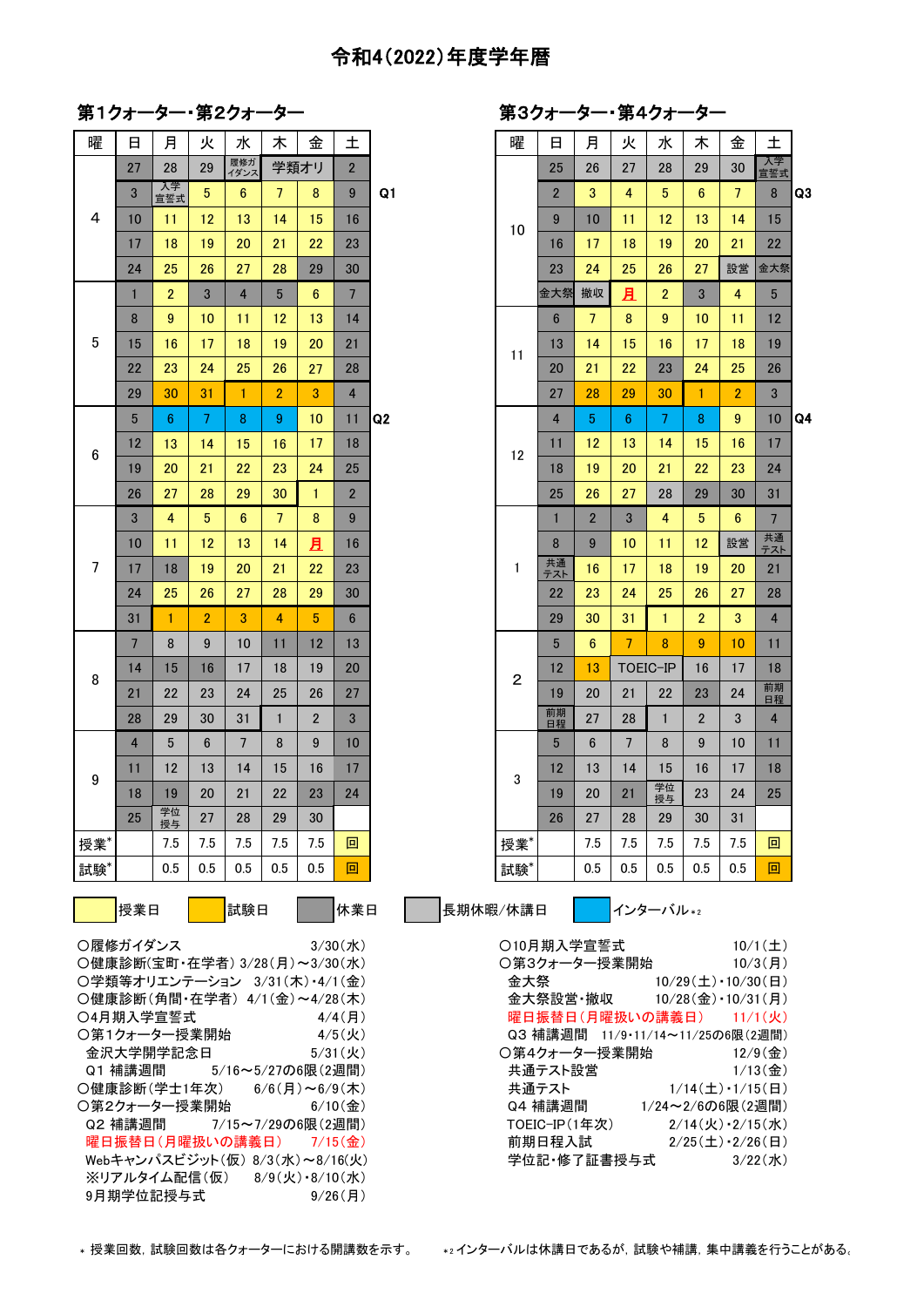# 令和4(2022)年度学年暦

## 第1クォーター・第2クォーター

| 曜 | 日 | 月 | 火 | 水 | 木 | 金 | 土 | |
|---|---|---|---|---|---|---|---|---|
| 4 | 27 | 28 | 29 | 履修ガイダンス | 学類オリ | | 2 | |
| | 3 | 入学宣誓式 | 5 | 6 | 7 | 8 | 9 | Q1 |
| | 10 | 11 | 12 | 13 | 14 | 15 | 16 | |
| | 17 | 18 | 19 | 20 | 21 | 22 | 23 | |
| | 24 | 25 | 26 | 27 | 28 | 29 | 30 | |
| 5 | 1 | 2 | 3 | 4 | 5 | 6 | 7 | |
| | 8 | 9 | 10 | 11 | 12 | 13 | 14 | |
| | 15 | 16 | 17 | 18 | 19 | 20 | 21 | |
| | 22 | 23 | 24 | 25 | 26 | 27 | 28 | |
| | 29 | 30 | 31 | 1 | 2 | 3 | 4 | |
| 6 | 5 | 6 | 7 | 8 | 9 | 10 | 11 | Q2 |
| | 12 | 13 | 14 | 15 | 16 | 17 | 18 | |
| | 19 | 20 | 21 | 22 | 23 | 24 | 25 | |
| | 26 | 27 | 28 | 29 | 30 | 1 | 2 | |
| 7 | 3 | 4 | 5 | 6 | 7 | 8 | 9 | |
| | 10 | 11 | 12 | 13 | 14 | 月 | 16 | |
| | 17 | 18 | 19 | 20 | 21 | 22 | 23 | |
| | 24 | 25 | 26 | 27 | 28 | 29 | 30 | |
| | 31 | 1 | 2 | 3 | 4 | 5 | 6 | |
| 8 | 7 | 8 | 9 | 10 | 11 | 12 | 13 | |
| | 14 | 15 | 16 | 17 | 18 | 19 | 20 | |
| | 21 | 22 | 23 | 24 | 25 | 26 | 27 | |
| | 28 | 29 | 30 | 31 | 1 | 2 | 3 | |
| 9 | 4 | 5 | 6 | 7 | 8 | 9 | 10 | |
| | 11 | 12 | 13 | 14 | 15 | 16 | 17 | |
| | 18 | 19 | 20 | 21 | 22 | 23 | 24 | |
| | 25 | 学位授与 | 27 | 28 | 29 | 30 | | |
| 授業* | | 7.5 | 7.5 | 7.5 | 7.5 | 7.5 | 回 | |
| 試験* | | 0.5 | 0.5 | 0.5 | 0.5 | 0.5 | 回 | |

## 第3クォーター・第4クォーター

| 曜 | 日 | 月 | 火 | 水 | 木 | 金 | 土 | |
|---|---|---|---|---|---|---|---|---|
| 10 | 25 | 26 | 27 | 28 | 29 | 30 | 入学宣誓式 | |
| | 2 | 3 | 4 | 5 | 6 | 7 | 8 | Q3 |
| | 9 | 10 | 11 | 12 | 13 | 14 | 15 | |
| | 16 | 17 | 18 | 19 | 20 | 21 | 22 | |
| | 23 | 24 | 25 | 26 | 27 | 設営 | 金大祭 | |
| | 金大祭 | 撤収 | 月 | 2 | 3 | 4 | 5 | |
| 11 | 6 | 7 | 8 | 9 | 10 | 11 | 12 | |
| | 13 | 14 | 15 | 16 | 17 | 18 | 19 | |
| | 20 | 21 | 22 | 23 | 24 | 25 | 26 | |
| | 27 | 28 | 29 | 30 | 1 | 2 | 3 | |
| 12 | 4 | 5 | 6 | 7 | 8 | 9 | 10 | Q4 |
| | 11 | 12 | 13 | 14 | 15 | 16 | 17 | |
| | 18 | 19 | 20 | 21 | 22 | 23 | 24 | |
| | 25 | 26 | 27 | 28 | 29 | 30 | 31 | |
| 1 | 1 | 2 | 3 | 4 | 5 | 6 | 7 | |
| | 8 | 9 | 10 | 11 | 12 | 設営 | 共通テスト | |
| | 共通テスト | 16 | 17 | 18 | 19 | 20 | 21 | |
| | 22 | 23 | 24 | 25 | 26 | 27 | 28 | |
| | 29 | 30 | 31 | 1 | 2 | 3 | 4 | |
| 2 | 5 | 6 | 7 | 8 | 9 | 10 | 11 | |
| | 12 | 13 | TOEIC-IP | | 16 | 17 | 18 | |
| | 19 | 20 | 21 | 22 | 23 | 24 | 前期日程 | |
| | 前期日程 | 27 | 28 | 1 | 2 | 3 | 4 | |
| 3 | 5 | 6 | 7 | 8 | 9 | 10 | 11 | |
| | 12 | 13 | 14 | 15 | 16 | 17 | 18 | |
| | 19 | 20 | 21 | 学位授与 | 23 | 24 | 25 | |
| | 26 | 27 | 28 | 29 | 30 | 31 | | |
| 授業* | | 7.5 | 7.5 | 7.5 | 7.5 | 7.5 | 回 | |
| 試験* | | 0.5 | 0.5 | 0.5 | 0.5 | 0.5 | 回 | |

凡例：授業日 ／ 試験日 ／ 休業日 ／ 長期休暇/休講日 ／ インターバル*2

- ○履修ガイダンス　3/30(水)
- ○健康診断(宝町・在学者)　3/28(月)～3/30(水)
- ○学類等オリエンテーション　3/31(木)・4/1(金)
- ○健康診断(角間・在学者)　4/1(金)～4/28(木)
- ○4月期入学宣誓式　4/4(月)
- ○第1クォーター授業開始　4/5(火)
- 金沢大学開学記念日　5/31(火)
- Q1 補講週間　5/16～5/27の6限(2週間)
- ○健康診断(学士1年次)　6/6(月)～6/9(木)
- ○第2クォーター授業開始　6/10(金)
- Q2 補講週間　7/15～7/29の6限(2週間)
- 曜日振替日(月曜扱いの講義日)　7/15(金)
- Webキャンパスビジット(仮)　8/3(水)～8/16(火)
- ※リアルタイム配信(仮)　8/9(火)・8/10(水)
- 9月期学位記授与式　9/26(月)

- ○10月期入学宣誓式　10/1(土)
- ○第3クォーター授業開始　10/3(月)
- 金大祭　10/29(土)・10/30(日)
- 金大祭設営・撤収　10/28(金)・10/31(月)
- 曜日振替日(月曜扱いの講義日)　11/1(火)
- Q3 補講週間　11/9・11/14～11/25の6限(2週間)
- ○第4クォーター授業開始　12/9(金)
- 共通テスト設営　1/13(金)
- 共通テスト　1/14(土)・1/15(日)
- Q4 補講週間　1/24～2/6の6限(2週間)
- TOEIC-IP(1年次)　2/14(火)・2/15(水)
- 前期日程入試　2/25(土)・2/26(日)
- 学位記・修了証書授与式　3/22(水)

* 授業回数，試験回数は各クォーターにおける開講数を示す。

*2 インターバルは休講日であるが，試験や補講，集中講義を行うことがある。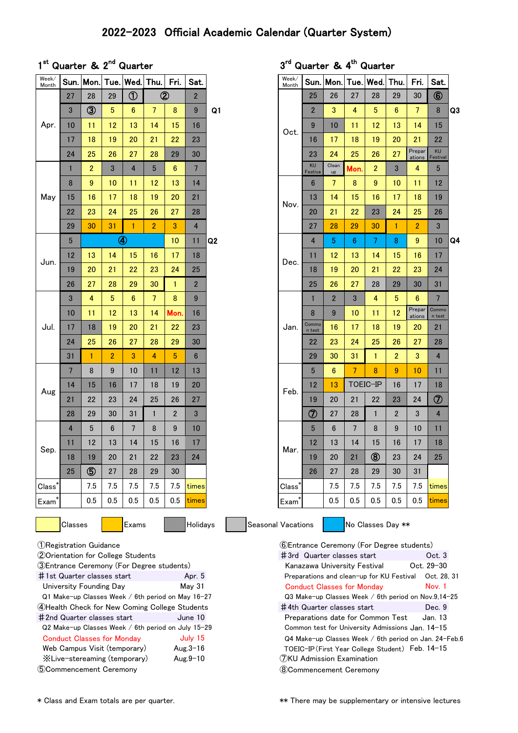# 2022-2023 Official Academic Calendar (Quarter System)

## 1st Quarter & 2nd Quarter

| Week/ Month | Sun. | Mon. | Tue. | Wed. | Thu. | Fri. | Sat. | |
|---|---|---|---|---|---|---|---|---|
| Apr. | 27 | 28 | 29 | ① | ② | | 2 | |
| | 3 | ③ | 5 | 6 | 7 | 8 | 9 | Q1 |
| | 10 | 11 | 12 | 13 | 14 | 15 | 16 | |
| | 17 | 18 | 19 | 20 | 21 | 22 | 23 | |
| | 24 | 25 | 26 | 27 | 28 | 29 | 30 | |
| May | 1 | 2 | 3 | 4 | 5 | 6 | 7 | |
| | 8 | 9 | 10 | 11 | 12 | 13 | 14 | |
| | 15 | 16 | 17 | 18 | 19 | 20 | 21 | |
| | 22 | 23 | 24 | 25 | 26 | 27 | 28 | |
| | 29 | 30 | 31 | 1 | 2 | 3 | 4 | |
| Jun. | 5 | ④ | | | | 10 | 11 | Q2 |
| | 12 | 13 | 14 | 15 | 16 | 17 | 18 | |
| | 19 | 20 | 21 | 22 | 23 | 24 | 25 | |
| | 26 | 27 | 28 | 29 | 30 | 1 | 2 | |
| Jul. | 3 | 4 | 5 | 6 | 7 | 8 | 9 | |
| | 10 | 11 | 12 | 13 | 14 | Mon. | 16 | |
| | 17 | 18 | 19 | 20 | 21 | 22 | 23 | |
| | 24 | 25 | 26 | 27 | 28 | 29 | 30 | |
| | 31 | 1 | 2 | 3 | 4 | 5 | 6 | |
| Aug | 7 | 8 | 9 | 10 | 11 | 12 | 13 | |
| | 14 | 15 | 16 | 17 | 18 | 19 | 20 | |
| | 21 | 22 | 23 | 24 | 25 | 26 | 27 | |
| | 28 | 29 | 30 | 31 | 1 | 2 | 3 | |
| Sep. | 4 | 5 | 6 | 7 | 8 | 9 | 10 | |
| | 11 | 12 | 13 | 14 | 15 | 16 | 17 | |
| | 18 | 19 | 20 | 21 | 22 | 23 | 24 | |
| | 25 | ⑤ | 27 | 28 | 29 | 30 | | |
| Class* | | 7.5 | 7.5 | 7.5 | 7.5 | 7.5 | times | |
| Exam* | | 0.5 | 0.5 | 0.5 | 0.5 | 0.5 | times | |

## 3rd Quarter & 4th Quarter

| Week/ Month | Sun. | Mon. | Tue. | Wed. | Thu. | Fri. | Sat. | |
|---|---|---|---|---|---|---|---|---|
| Oct. | 25 | 26 | 27 | 28 | 29 | 30 | ⑥ | |
| | 2 | 3 | 4 | 5 | 6 | 7 | 8 | Q3 |
| | 9 | 10 | 11 | 12 | 13 | 14 | 15 | |
| | 16 | 17 | 18 | 19 | 20 | 21 | 22 | |
| | 23 | 24 | 25 | 26 | 27 | Preparations | KU Festival | |
| | KU Festival | Clean up | Mon. | 2 | 3 | 4 | 5 | |
| Nov. | 6 | 7 | 8 | 9 | 10 | 11 | 12 | |
| | 13 | 14 | 15 | 16 | 17 | 18 | 19 | |
| | 20 | 21 | 22 | 23 | 24 | 25 | 26 | |
| | 27 | 28 | 29 | 30 | 1 | 2 | 3 | |
| Dec. | 4 | 5 | 6 | 7 | 8 | 9 | 10 | Q4 |
| | 11 | 12 | 13 | 14 | 15 | 16 | 17 | |
| | 18 | 19 | 20 | 21 | 22 | 23 | 24 | |
| | 25 | 26 | 27 | 28 | 29 | 30 | 31 | |
| Jan. | 1 | 2 | 3 | 4 | 5 | 6 | 7 | |
| | 8 | 9 | 10 | 11 | 12 | Preparations | Common test | |
| | Common test | 16 | 17 | 18 | 19 | 20 | 21 | |
| | 22 | 23 | 24 | 25 | 26 | 27 | 28 | |
| | 29 | 30 | 31 | 1 | 2 | 3 | 4 | |
| Feb. | 5 | 6 | 7 | 8 | 9 | 10 | 11 | |
| | 12 | 13 | TOEIC-IP | | 16 | 17 | 18 | |
| | 19 | 20 | 21 | 22 | 23 | 24 | ⑦ | |
| | ⑦ | 27 | 28 | 1 | 2 | 3 | 4 | |
| Mar. | 5 | 6 | 7 | 8 | 9 | 10 | 11 | |
| | 12 | 13 | 14 | 15 | 16 | 17 | 18 | |
| | 19 | 20 | 21 | ⑧ | 23 | 24 | 25 | |
| | 26 | 27 | 28 | 29 | 30 | 31 | | |
| Class* | | 7.5 | 7.5 | 7.5 | 7.5 | 7.5 | times | |
| Exam* | | 0.5 | 0.5 | 0.5 | 0.5 | 0.5 | times | |

Legend: Classes | Exams | Holidays | Seasonal Vacations | No Classes Day **

①Registration Guidance
②Orientation for College Students
③Entrance Ceremony (For Degree students)
#1st Quarter classes start — Apr. 5
University Founding Day — May 31
Q1 Make-up Classes Week / 6th period on May 16–27
④Health Check for New Coming College Students
#2nd Quarter classes start — June 10
Q2 Make-up Classes Week / 6th period on July 15–29
Conduct Classes for Monday — July 15
Web Campus Visit (temporary) — Aug.3–16
※Live-stereaming (temporary) — Aug.9–10
⑤Commencement Ceremony

⑥Entrance Ceremony (For Degree students)
#3rd Quarter classes start — Oct. 3
Kanazawa University Festival — Oct. 29–30
Preparations and clean-up for KU Festival — Oct. 28, 31
Conduct Classes for Monday — Nov. 1
Q3 Make-up Classes Week / 6th period on Nov.9,14–25
#4th Quarter classes start — Dec. 9
Preparations date for Common Test — Jan. 13
Common test for University Admissions — Jan. 14–15
Q4 Make-up Classes Week / 6th period on Jan. 24–Feb.6
TOEIC-IP (First Year College Student) — Feb. 14–15
⑦KU Admission Examination
⑧Commencement Ceremony

* Class and Exam totals are per quarter.

** There may be supplementary or intensive lectures